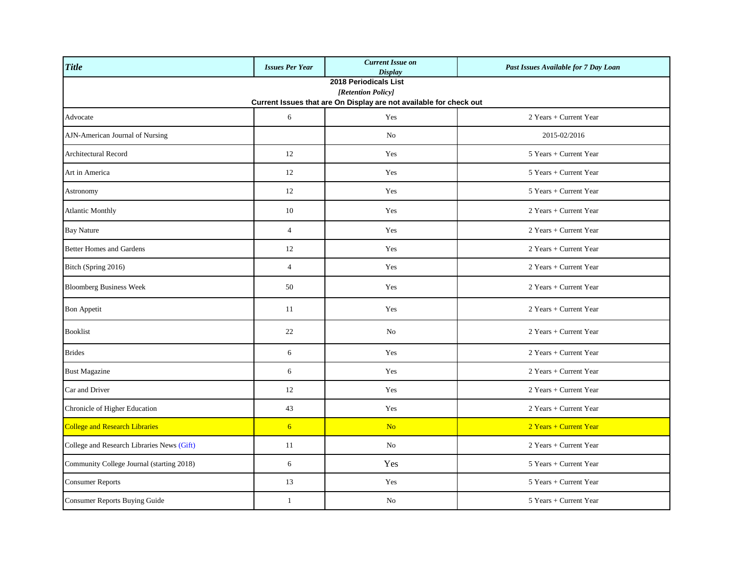| *Title* | *Issues Per Year* | *Current Issue on Display* | *Past Issues Available for 7 Day Loan* |
|---|---|---|---|
| **2018 Periodicals List** *[Retention Policy]* **Current Issues that are On Display are not available for check out** | | | |
| Advocate | 6 | Yes | 2 Years + Current Year |
| AJN-American Journal of Nursing | | No | 2015-02/2016 |
| Architectural Record | 12 | Yes | 5 Years + Current Year |
| Art in America | 12 | Yes | 5 Years + Current Year |
| Astronomy | 12 | Yes | 5 Years + Current Year |
| Atlantic Monthly | 10 | Yes | 2 Years + Current Year |
| Bay Nature | 4 | Yes | 2 Years + Current Year |
| Better Homes and Gardens | 12 | Yes | 2 Years + Current Year |
| Bitch (Spring 2016) | 4 | Yes | 2 Years + Current Year |
| Bloomberg Business Week | 50 | Yes | 2 Years + Current Year |
| Bon Appetit | 11 | Yes | 2 Years + Current Year |
| Booklist | 22 | No | 2 Years + Current Year |
| Brides | 6 | Yes | 2 Years + Current Year |
| Bust Magazine | 6 | Yes | 2 Years + Current Year |
| Car and Driver | 12 | Yes | 2 Years + Current Year |
| Chronicle of Higher Education | 43 | Yes | 2 Years + Current Year |
| College and Research Libraries | 6 | No | 2 Years + Current Year |
| College and Research Libraries News (Gift) | 11 | No | 2 Years + Current Year |
| Community College Journal (starting 2018) | 6 | Yes | 5 Years + Current Year |
| Consumer Reports | 13 | Yes | 5 Years + Current Year |
| Consumer Reports Buying Guide | 1 | No | 5 Years + Current Year |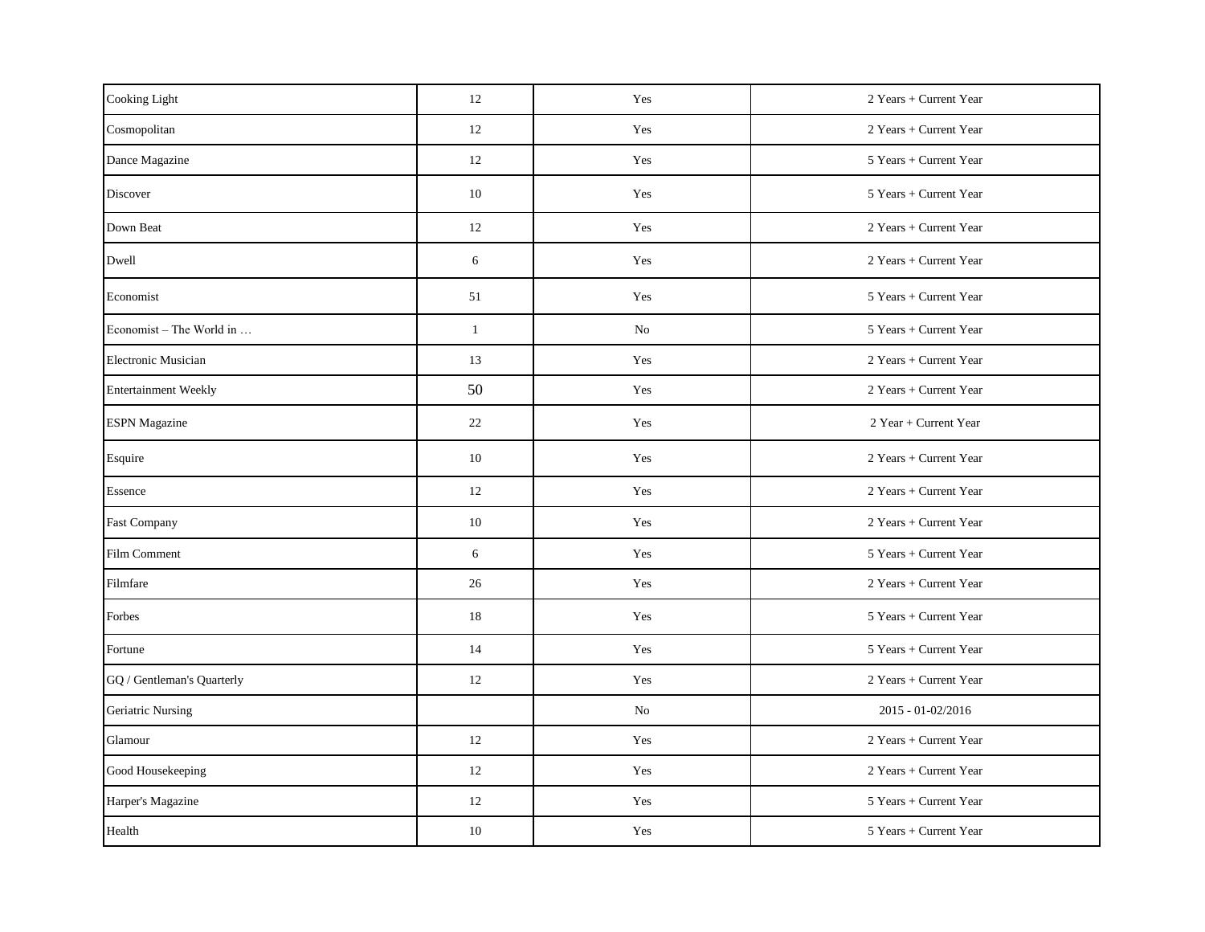| | | | |
|---|---|---|---|
| Cooking Light | 12 | Yes | 2 Years + Current Year |
| Cosmopolitan | 12 | Yes | 2 Years + Current Year |
| Dance Magazine | 12 | Yes | 5 Years + Current Year |
| Discover | 10 | Yes | 5 Years + Current Year |
| Down Beat | 12 | Yes | 2 Years + Current Year |
| Dwell | 6 | Yes | 2 Years + Current Year |
| Economist | 51 | Yes | 5 Years + Current Year |
| Economist – The World in … | 1 | No | 5 Years + Current Year |
| Electronic Musician | 13 | Yes | 2 Years + Current Year |
| Entertainment Weekly | 50 | Yes | 2 Years + Current Year |
| ESPN Magazine | 22 | Yes | 2 Year + Current Year |
| Esquire | 10 | Yes | 2 Years + Current Year |
| Essence | 12 | Yes | 2 Years + Current Year |
| Fast Company | 10 | Yes | 2 Years + Current Year |
| Film Comment | 6 | Yes | 5 Years + Current Year |
| Filmfare | 26 | Yes | 2 Years + Current Year |
| Forbes | 18 | Yes | 5 Years + Current Year |
| Fortune | 14 | Yes | 5 Years + Current Year |
| GQ / Gentleman's Quarterly | 12 | Yes | 2 Years + Current Year |
| Geriatric Nursing | | No | 2015 - 01-02/2016 |
| Glamour | 12 | Yes | 2 Years + Current Year |
| Good Housekeeping | 12 | Yes | 2 Years + Current Year |
| Harper's Magazine | 12 | Yes | 5 Years + Current Year |
| Health | 10 | Yes | 5 Years + Current Year |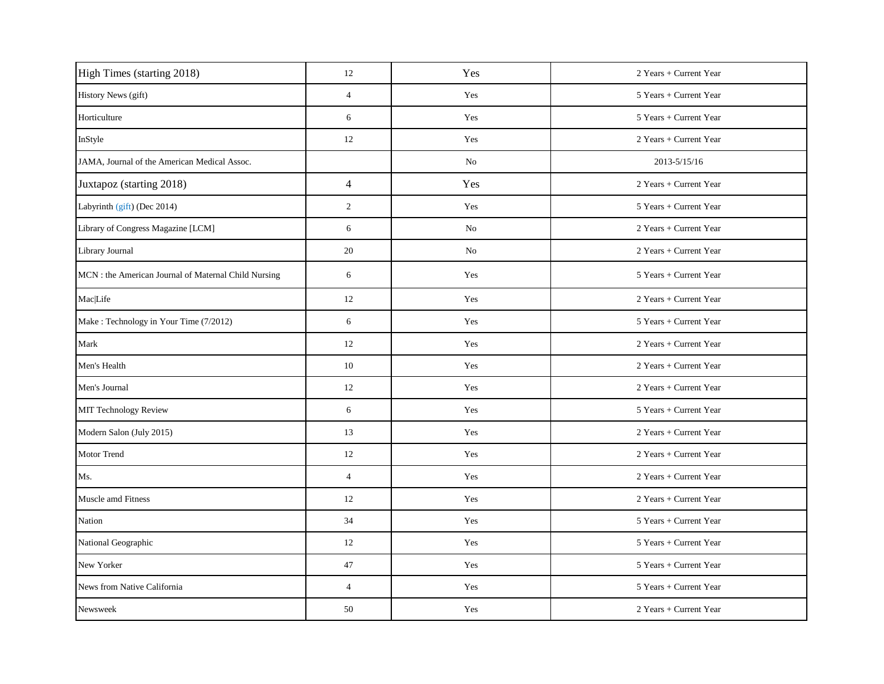| High Times (starting 2018) | 12 | Yes | 2 Years + Current Year |
|---|---|---|---|
| History News (gift) | 4 | Yes | 5 Years + Current Year |
| Horticulture | 6 | Yes | 5 Years + Current Year |
| InStyle | 12 | Yes | 2 Years + Current Year |
| JAMA, Journal of the American Medical Assoc. | | No | 2013-5/15/16 |
| Juxtapoz (starting 2018) | 4 | Yes | 2 Years + Current Year |
| Labyrinth (gift) (Dec 2014) | 2 | Yes | 5 Years + Current Year |
| Library of Congress Magazine [LCM] | 6 | No | 2 Years + Current Year |
| Library Journal | 20 | No | 2 Years + Current Year |
| MCN : the American Journal of Maternal Child Nursing | 6 | Yes | 5 Years + Current Year |
| Mac\|Life | 12 | Yes | 2 Years + Current Year |
| Make : Technology in Your Time (7/2012) | 6 | Yes | 5 Years + Current Year |
| Mark | 12 | Yes | 2 Years + Current Year |
| Men's Health | 10 | Yes | 2 Years + Current Year |
| Men's Journal | 12 | Yes | 2 Years + Current Year |
| MIT Technology Review | 6 | Yes | 5 Years + Current Year |
| Modern Salon (July 2015) | 13 | Yes | 2 Years + Current Year |
| Motor Trend | 12 | Yes | 2 Years + Current Year |
| Ms. | 4 | Yes | 2 Years + Current Year |
| Muscle amd Fitness | 12 | Yes | 2 Years + Current Year |
| Nation | 34 | Yes | 5 Years + Current Year |
| National Geographic | 12 | Yes | 5 Years + Current Year |
| New Yorker | 47 | Yes | 5 Years + Current Year |
| News from Native California | 4 | Yes | 5 Years + Current Year |
| Newsweek | 50 | Yes | 2 Years + Current Year |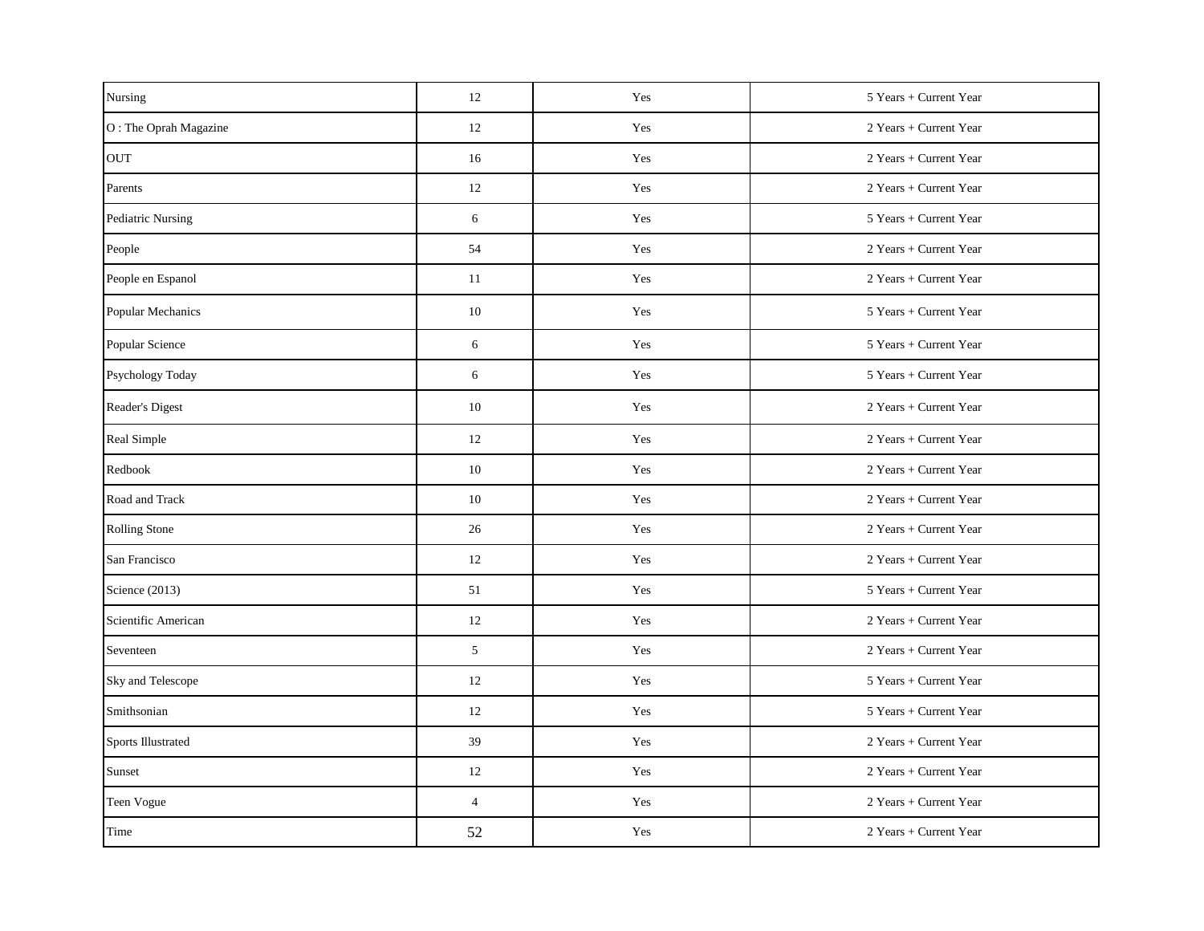| | | | |
|---|---|---|---|
| Nursing | 12 | Yes | 5 Years + Current Year |
| O : The Oprah Magazine | 12 | Yes | 2 Years + Current Year |
| OUT | 16 | Yes | 2 Years + Current Year |
| Parents | 12 | Yes | 2 Years + Current Year |
| Pediatric Nursing | 6 | Yes | 5 Years + Current Year |
| People | 54 | Yes | 2 Years + Current Year |
| People en Espanol | 11 | Yes | 2 Years + Current Year |
| Popular Mechanics | 10 | Yes | 5 Years + Current Year |
| Popular Science | 6 | Yes | 5 Years + Current Year |
| Psychology Today | 6 | Yes | 5 Years + Current Year |
| Reader's Digest | 10 | Yes | 2 Years + Current Year |
| Real Simple | 12 | Yes | 2 Years + Current Year |
| Redbook | 10 | Yes | 2 Years + Current Year |
| Road and Track | 10 | Yes | 2 Years + Current Year |
| Rolling Stone | 26 | Yes | 2 Years + Current Year |
| San Francisco | 12 | Yes | 2 Years + Current Year |
| Science (2013) | 51 | Yes | 5 Years + Current Year |
| Scientific American | 12 | Yes | 2 Years + Current Year |
| Seventeen | 5 | Yes | 2 Years + Current Year |
| Sky and Telescope | 12 | Yes | 5 Years + Current Year |
| Smithsonian | 12 | Yes | 5 Years + Current Year |
| Sports Illustrated | 39 | Yes | 2 Years + Current Year |
| Sunset | 12 | Yes | 2 Years + Current Year |
| Teen Vogue | 4 | Yes | 2 Years + Current Year |
| Time | 52 | Yes | 2 Years + Current Year |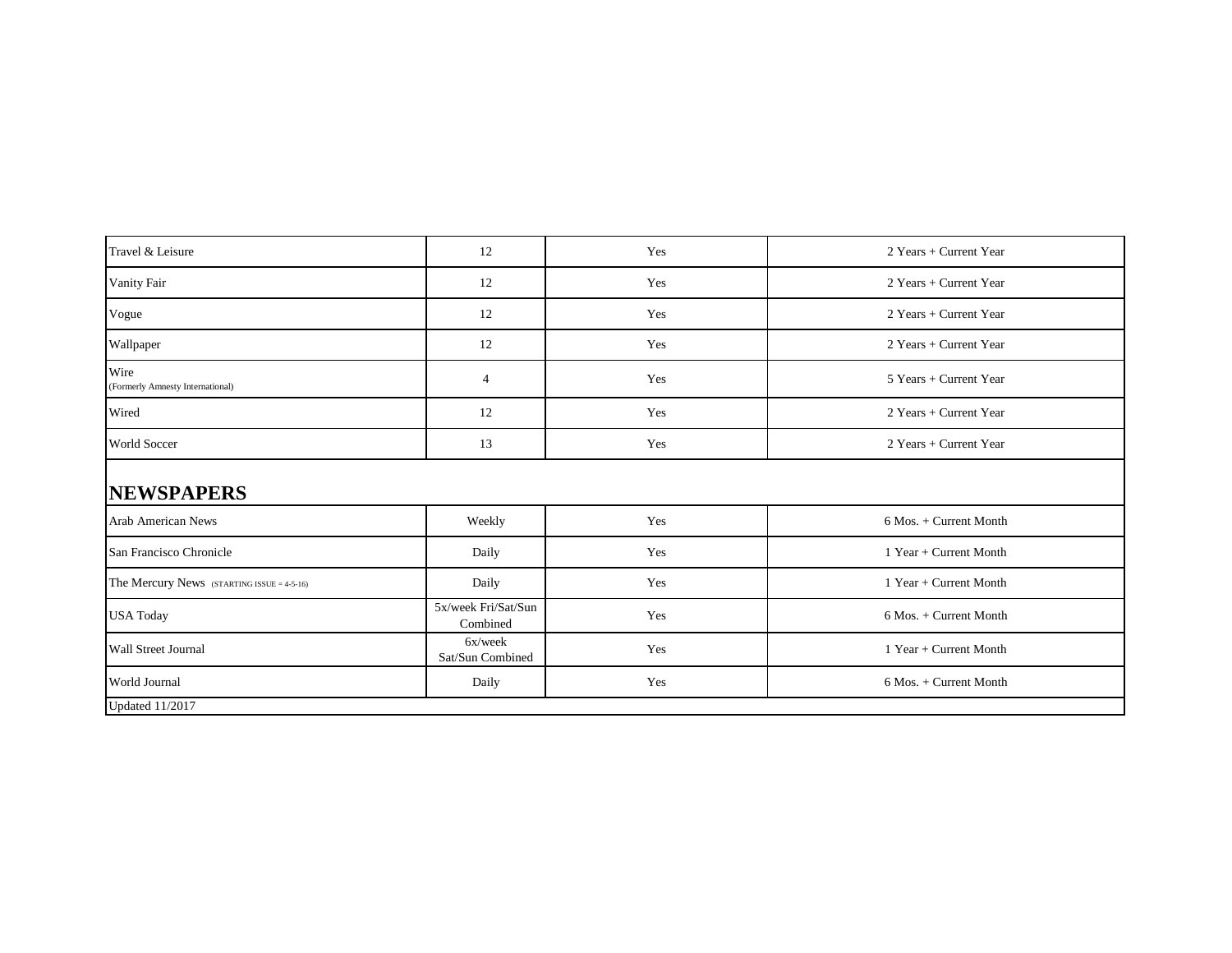| | | | |
|---|---|---|---|
| Travel & Leisure | 12 | Yes | 2 Years + Current Year |
| Vanity Fair | 12 | Yes | 2 Years + Current Year |
| Vogue | 12 | Yes | 2 Years + Current Year |
| Wallpaper | 12 | Yes | 2 Years + Current Year |
| Wire (Formerly Amnesty International) | 4 | Yes | 5 Years + Current Year |
| Wired | 12 | Yes | 2 Years + Current Year |
| World Soccer | 13 | Yes | 2 Years + Current Year |

## NEWSPAPERS

| | | | |
|---|---|---|---|
| Arab American News | Weekly | Yes | 6 Mos. + Current Month |
| San Francisco Chronicle | Daily | Yes | 1 Year + Current Month |
| The Mercury News (STARTING ISSUE = 4-5-16) | Daily | Yes | 1 Year + Current Month |
| USA Today | 5x/week Fri/Sat/Sun Combined | Yes | 6 Mos. + Current Month |
| Wall Street Journal | 6x/week Sat/Sun Combined | Yes | 1 Year + Current Month |
| World Journal | Daily | Yes | 6 Mos. + Current Month |

Updated 11/2017